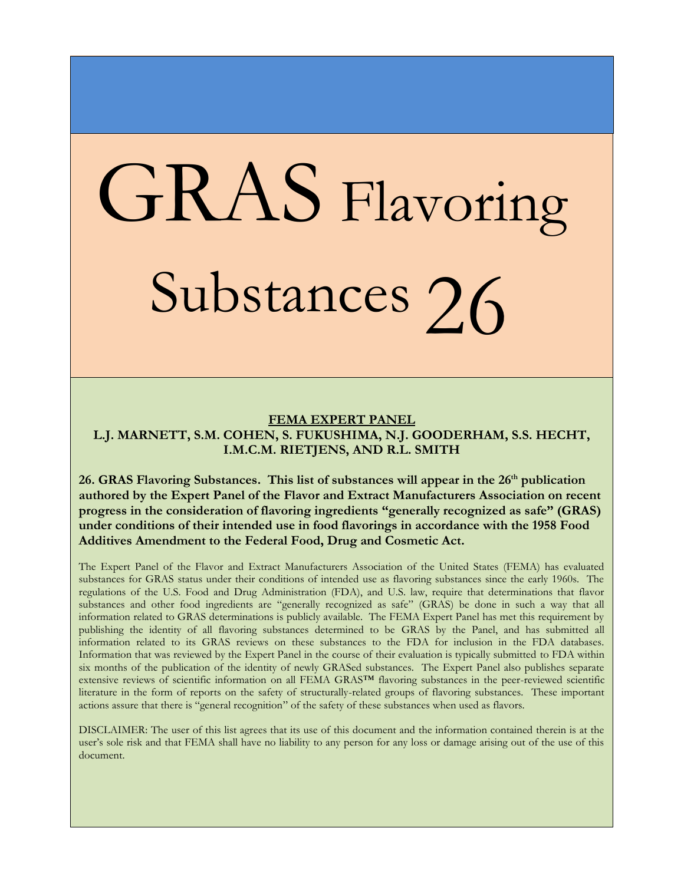# GRAS Flavoring Substances 26

**FEMA EXPERT PANEL**

**L.J. MARNETT, S.M. COHEN, S. FUKUSHIMA, N.J. GOODERHAM, S.S. HECHT, I.M.C.M. RIETJENS, AND R.L. SMITH**

**26. GRAS Flavoring Substances. This list of substances will appear in the 26th publication authored by the Expert Panel of the Flavor and Extract Manufacturers Association on recent progress in the consideration of flavoring ingredients "generally recognized as safe" (GRAS) under conditions of their intended use in food flavorings in accordance with the 1958 Food Additives Amendment to the Federal Food, Drug and Cosmetic Act.**

The Expert Panel of the Flavor and Extract Manufacturers Association of the United States (FEMA) has evaluated substances for GRAS status under their conditions of intended use as flavoring substances since the early 1960s. The regulations of the U.S. Food and Drug Administration (FDA), and U.S. law, require that determinations that flavor substances and other food ingredients are "generally recognized as safe" (GRAS) be done in such a way that all information related to GRAS determinations is publicly available. The FEMA Expert Panel has met this requirement by publishing the identity of all flavoring substances determined to be GRAS by the Panel, and has submitted all information related to its GRAS reviews on these substances to the FDA for inclusion in the FDA databases. Information that was reviewed by the Expert Panel in the course of their evaluation is typically submitted to FDA within six months of the publication of the identity of newly GRASed substances. The Expert Panel also publishes separate extensive reviews of scientific information on all FEMA GRAS™ flavoring substances in the peer-reviewed scientific literature in the form of reports on the safety of structurally-related groups of flavoring substances. These important actions assure that there is "general recognition" of the safety of these substances when used as flavors.

DISCLAIMER: The user of this list agrees that its use of this document and the information contained therein is at the user's sole risk and that FEMA shall have no liability to any person for any loss or damage arising out of the use of this document.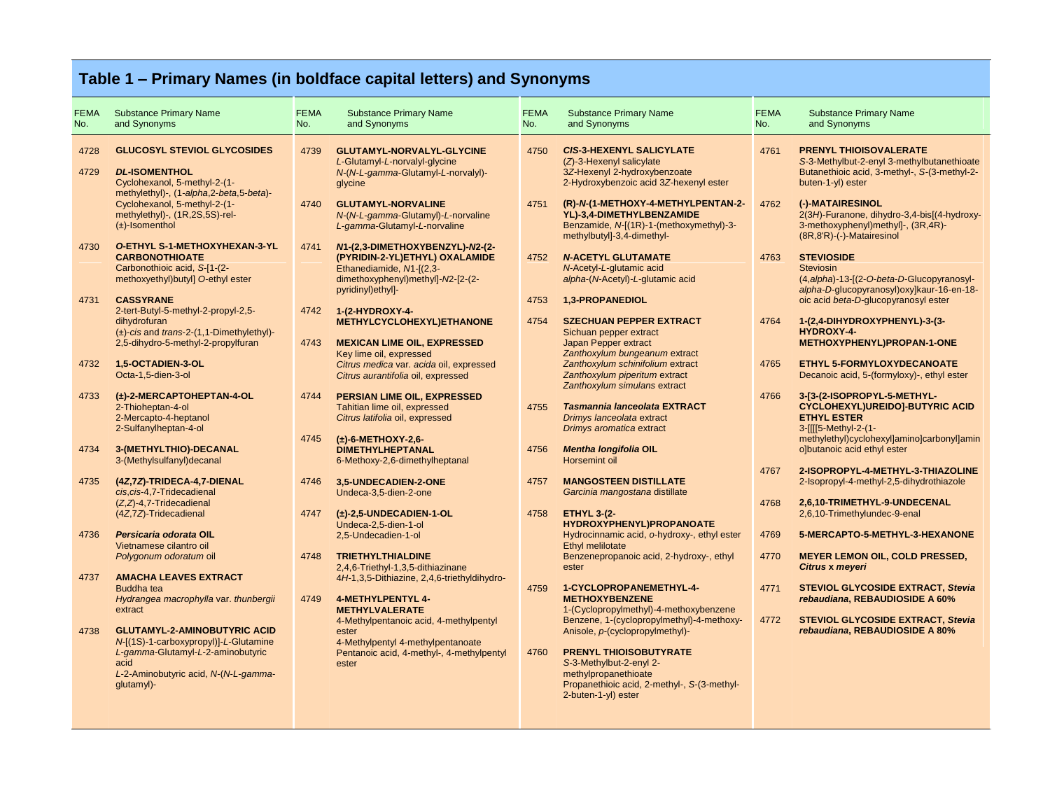## Table 1 – Primary Names (in boldface capital letters) and Synonyms

| FEMA No. | Substance Primary Name and Synonyms |
|---|---|
| 4728 | **GLUCOSYL STEVIOL GLYCOSIDES** |
| 4729 | ***DL*-ISOMENTHOL**<br>Cyclohexanol, 5-methyl-2-(1-methylethyl)-, (1-*alpha*,2-*beta*,5-*beta*)-<br>Cyclohexanol, 5-methyl-2-(1-methylethyl)-, (1R,2S,5S)-rel-<br>(±)-Isomenthol |
| 4730 | ***O*-ETHYL S-1-METHOXYHEXAN-3-YL CARBONOTHIOATE**<br>Carbonothioic acid, *S*-[1-(2-methoxyethyl)butyl] *O*-ethyl ester |
| 4731 | **CASSYRANE**<br>2-tert-Butyl-5-methyl-2-propyl-2,5-dihydrofuran<br>(±)-*cis* and *trans*-2-(1,1-Dimethylethyl)-2,5-dihydro-5-methyl-2-propylfuran |
| 4732 | **1,5-OCTADIEN-3-OL**<br>Octa-1,5-dien-3-ol |
| 4733 | **(±)-2-MERCAPTOHEPTAN-4-OL**<br>2-Thioheptan-4-ol<br>2-Mercapto-4-heptanol<br>2-Sulfanylheptan-4-ol |
| 4734 | **3-(METHYLTHIO)-DECANAL**<br>3-(Methylsulfanyl)decanal |
| 4735 | **(4*Z*,7*Z*)-TRIDECA-4,7-DIENAL**<br>*cis*,*cis*-4,7-Tridecadienal<br>(*Z*,*Z*)-4,7-Tridecadienal<br>(4*Z*,7*Z*)-Tridecadienal |
| 4736 | ***Persicaria odorata* OIL**<br>Vietnamese cilantro oil<br>*Polygonum odoratum* oil |
| 4737 | **AMACHA LEAVES EXTRACT**<br>Buddha tea<br>*Hydrangea macrophylla* var. *thunbergii* extract |
| 4738 | **GLUTAMYL-2-AMINOBUTYRIC ACID**<br>*N*-[(1S)-1-carboxypropyl)]-*L*-Glutamine<br>*L*-*gamma*-Glutamyl-*L*-2-aminobutyric acid<br>*L*-2-Aminobutyric acid, *N*-(*N*-*L*-*gamma*-glutamyl)- |
| 4739 | **GLUTAMYL-NORVALYL-GLYCINE**<br>*L*-Glutamyl-*L*-norvalyl-glycine<br>*N*-(*N*-*L*-*gamma*-Glutamyl-*L*-norvalyl)-glycine |
| 4740 | **GLUTAMYL-NORVALINE**<br>*N*-(*N*-*L*-*gamma*-Glutamyl)-*L*-norvaline<br>*L*-*gamma*-Glutamyl-*L*-norvaline |
| 4741 | ***N*1-(2,3-DIMETHOXYBENZYL)-*N*2-(2-(PYRIDIN-2-YL)ETHYL) OXALAMIDE**<br>Ethanediamide, *N*1-[(2,3-dimethoxyphenyl)methyl]-*N*2-[2-(2-pyridinyl)ethyl]- |
| 4742 | **1-(2-HYDROXY-4-METHYLCYCLOHEXYL)ETHANONE** |
| 4743 | **MEXICAN LIME OIL, EXPRESSED**<br>Key lime oil, expressed<br>*Citrus medica* var. *acida* oil, expressed<br>*Citrus aurantifolia* oil, expressed |
| 4744 | **PERSIAN LIME OIL, EXPRESSED**<br>Tahitian lime oil, expressed<br>*Citrus latifolia* oil, expressed |
| 4745 | **(±)-6-METHOXY-2,6-DIMETHYLHEPTANAL**<br>6-Methoxy-2,6-dimethylheptanal |
| 4746 | **3,5-UNDECADIEN-2-ONE**<br>Undeca-3,5-dien-2-one |
| 4747 | **(±)-2,5-UNDECADIEN-1-OL**<br>Undeca-2,5-dien-1-ol<br>2,5-Undecadien-1-ol |
| 4748 | **TRIETHYLTHIALDINE**<br>2,4,6-Triethyl-1,3,5-dithiazinane<br>4*H*-1,3,5-Dithiazine, 2,4,6-triethyldihydro- |
| 4749 | **4-METHYLPENTYL 4-METHYLVALERATE**<br>4-Methylpentanoic acid, 4-methylpentyl ester<br>4-Methylpentyl 4-methylpentanoate<br>Pentanoic acid, 4-methyl-, 4-methylpentyl ester |
| 4750 | ***CIS*-3-HEXENYL SALICYLATE**<br>(*Z*)-3-Hexenyl salicylate<br>3*Z*-Hexenyl 2-hydroxybenzoate<br>2-Hydroxybenzoic acid 3*Z*-hexenyl ester |
| 4751 | **(R)-*N*-(1-METHOXY-4-METHYLPENTAN-2-YL)-3,4-DIMETHYLBENZAMIDE**<br>Benzamide, *N*-[(1R)-1-(methoxymethyl)-3-methylbutyl]-3,4-dimethyl- |
| 4752 | ***N*-ACETYL GLUTAMATE**<br>*N*-Acetyl-*L*-glutamic acid<br>*alpha*-(*N*-Acetyl)-*L*-glutamic acid |
| 4753 | **1,3-PROPANEDIOL** |
| 4754 | **SZECHUAN PEPPER EXTRACT**<br>Sichuan pepper extract<br>Japan Pepper extract<br>*Zanthoxylum bungeanum* extract<br>*Zanthoxylum schinifolium* extract<br>*Zanthoxylum piperitum* extract<br>*Zanthoxylum simulans* extract |
| 4755 | ***Tasmannia lanceolata* EXTRACT**<br>*Drimys lanceolata* extract<br>*Drimys aromatica* extract |
| 4756 | ***Mentha longifolia* OIL**<br>Horsemint oil |
| 4757 | **MANGOSTEEN DISTILLATE**<br>*Garcinia mangostana* distillate |
| 4758 | **ETHYL 3-(2-HYDROXYPHENYL)PROPANOATE**<br>Hydrocinnamic acid, *o*-hydroxy-, ethyl ester<br>Ethyl melilotate<br>Benzenepropanoic acid, 2-hydroxy-, ethyl ester |
| 4759 | **1-CYCLOPROPANEMETHYL-4-METHOXYBENZENE**<br>1-(Cyclopropylmethyl)-4-methoxybenzene<br>Benzene, 1-(cyclopropylmethyl)-4-methoxy-<br>Anisole, *p*-(cyclopropylmethyl)- |
| 4760 | **PRENYL THIOISOBUTYRATE**<br>*S*-3-Methylbut-2-enyl 2-methylpropanethioate<br>Propanethioic acid, 2-methyl-, *S*-(3-methyl-2-buten-1-yl) ester |
| 4761 | **PRENYL THIOISOVALERATE**<br>*S*-3-Methylbut-2-enyl 3-methylbutanethioate<br>Butanethioic acid, 3-methyl-, *S*-(3-methyl-2-buten-1-yl) ester |
| 4762 | **(-)-MATAIRESINOL**<br>2(3*H*)-Furanone, dihydro-3,4-bis[(4-hydroxy-3-methoxyphenyl)methyl]-, (3R,4R)-<br>(8R,8'R)-(-)-Matairesinol |
| 4763 | **STEVIOSIDE**<br>Steviosin<br>(4,*alpha*)-13-[(2-*O*-*beta*-*D*-Glucopyranosyl-*alpha*-*D*-glucopyranosyl)oxy]kaur-16-en-18-oic acid *beta*-*D*-glucopyranosyl ester |
| 4764 | **1-(2,4-DIHYDROXYPHENYL)-3-(3-HYDROXY-4-METHOXYPHENYL)PROPAN-1-ONE** |
| 4765 | **ETHYL 5-FORMYLOXYDECANOATE**<br>Decanoic acid, 5-(formyloxy)-, ethyl ester |
| 4766 | **3-[3-(2-ISOPROPYL-5-METHYL-CYCLOHEXYL)UREIDO]-BUTYRIC ACID ETHYL ESTER**<br>3-[[[[5-Methyl-2-(1-methylethyl)cyclohexyl]amino]carbonyl]amino]butanoic acid ethyl ester |
| 4767 | **2-ISOPROPYL-4-METHYL-3-THIAZOLINE**<br>2-Isopropyl-4-methyl-2,5-dihydrothiazole |
| 4768 | **2,6,10-TRIMETHYL-9-UNDECENAL**<br>2,6,10-Trimethylundec-9-enal |
| 4769 | **5-MERCAPTO-5-METHYL-3-HEXANONE** |
| 4770 | **MEYER LEMON OIL, COLD PRESSED, *Citrus x meyeri*** |
| 4771 | **STEVIOL GLYCOSIDE EXTRACT, *Stevia rebaudiana*, REBAUDIOSIDE A 60%** |
| 4772 | **STEVIOL GLYCOSIDE EXTRACT, *Stevia rebaudiana*, REBAUDIOSIDE A 80%** |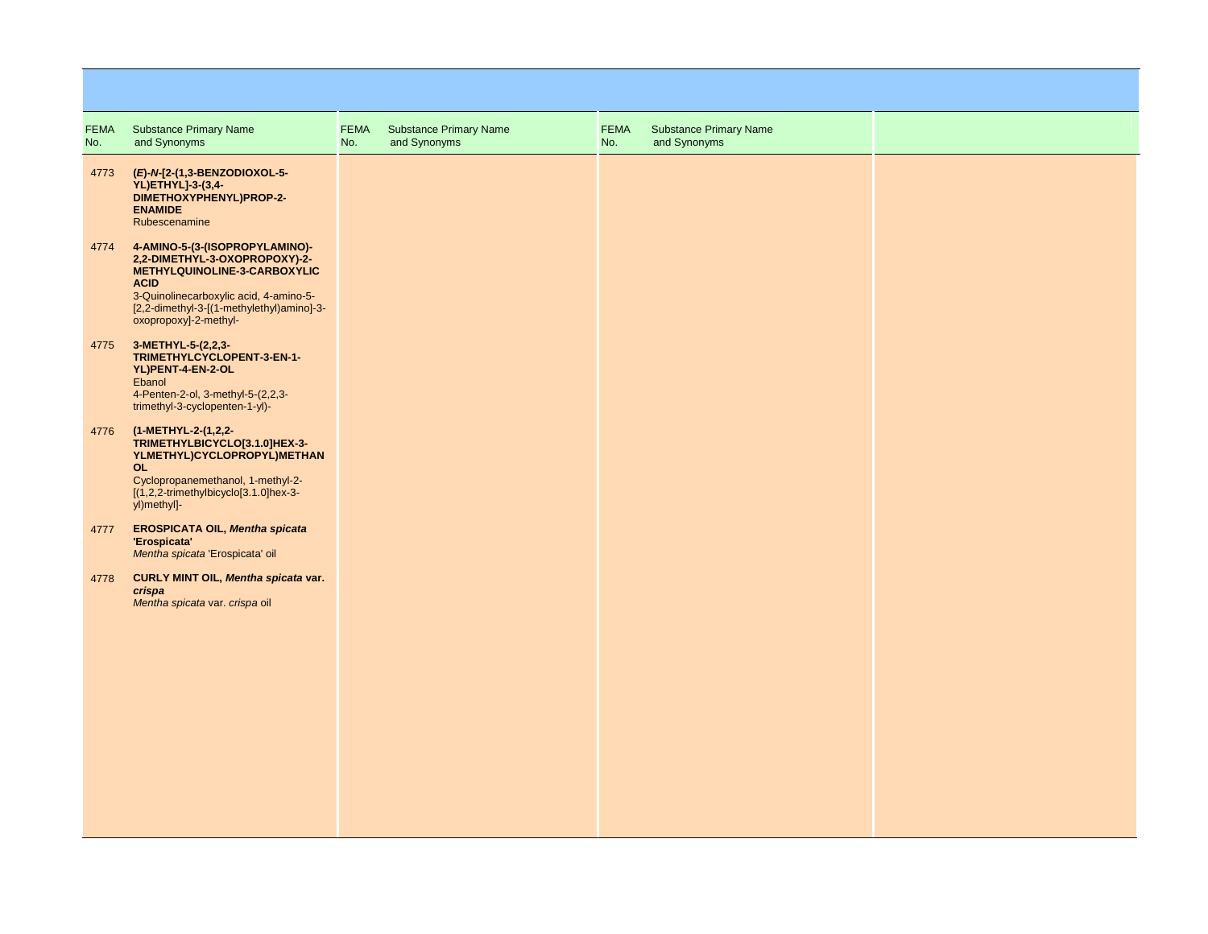| FEMA No. | Substance Primary Name and Synonyms | FEMA No. | Substance Primary Name and Synonyms | FEMA No. | Substance Primary Name and Synonyms |
|---|---|---|---|---|---|
| 4773 | **(*E*)-*N*-[2-(1,3-BENZODIOXOL-5-YL)ETHYL]-3-(3,4-DIMETHOXYPHENYL)PROP-2-ENAMIDE**<br>Rubescenamine | | | | |
| 4774 | **4-AMINO-5-(3-(ISOPROPYLAMINO)-2,2-DIMETHYL-3-OXOPROPOXY)-2-METHYLQUINOLINE-3-CARBOXYLIC ACID**<br>3-Quinolinecarboxylic acid, 4-amino-5-[2,2-dimethyl-3-[(1-methylethyl)amino]-3-oxopropoxy]-2-methyl- | | | | |
| 4775 | **3-METHYL-5-(2,2,3-TRIMETHYLCYCLOPENT-3-EN-1-YL)PENT-4-EN-2-OL**<br>Ebanol<br>4-Penten-2-ol, 3-methyl-5-(2,2,3-trimethyl-3-cyclopenten-1-yl)- | | | | |
| 4776 | **(1-METHYL-2-(1,2,2-TRIMETHYLBICYCLO[3.1.0]HEX-3-YLMETHYL)CYCLOPROPYL)METHANOL**<br>Cyclopropanemethanol, 1-methyl-2-[(1,2,2-trimethylbicyclo[3.1.0]hex-3-yl)methyl]- | | | | |
| 4777 | **EROSPICATA OIL, *Mentha spicata* 'Erospicata'**<br>*Mentha spicata* 'Erospicata' oil | | | | |
| 4778 | **CURLY MINT OIL, *Mentha spicata* var. *crispa***<br>*Mentha spicata* var. *crispa* oil | | | | |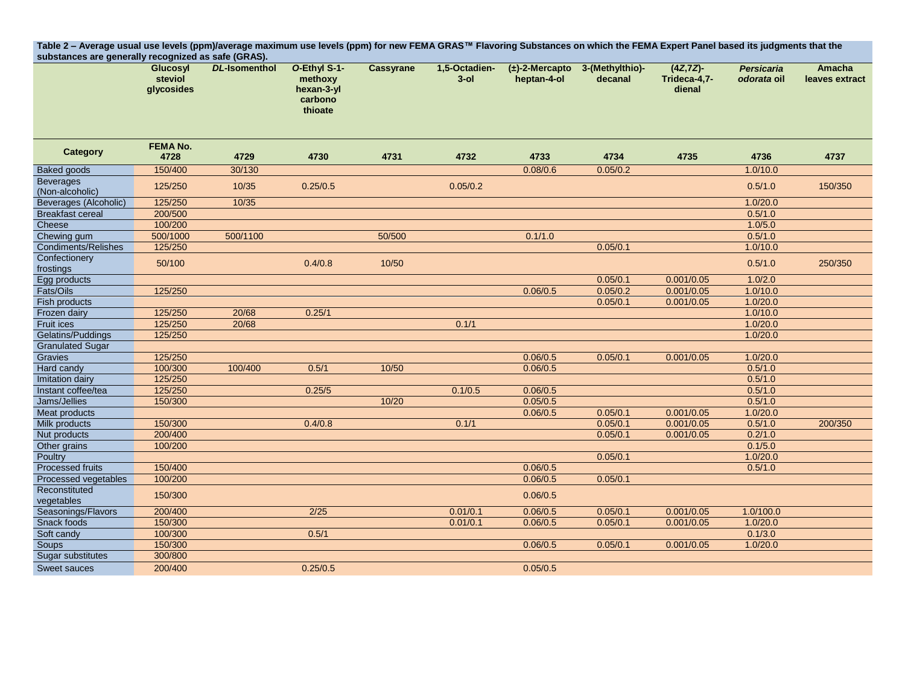**Table 2 – Average usual use levels (ppm)/average maximum use levels (ppm) for new FEMA GRAS™ Flavoring Substances on which the FEMA Expert Panel based its judgments that the substances are generally recognized as safe (GRAS).**

| Category | Glucosyl steviol glycosides | *DL*-Isomenthol | *O*-Ethyl S-1-methoxy hexan-3-yl carbono thioate | Cassyrane | 1,5-Octadien-3-ol | (±)-2-Mercapto heptan-4-ol | 3-(Methylthio)-decanal | (4*Z*,7*Z*)-Trideca-4,7-dienal | *Persicaria odorata* oil | Amacha leaves extract |
|---|---|---|---|---|---|---|---|---|---|---|
| FEMA No. | 4728 | 4729 | 4730 | 4731 | 4732 | 4733 | 4734 | 4735 | 4736 | 4737 |
| Baked goods | 150/400 | 30/130 | | | | 0.08/0.6 | 0.05/0.2 | | 1.0/10.0 | |
| Beverages (Non-alcoholic) | 125/250 | 10/35 | 0.25/0.5 | | 0.05/0.2 | | | | 0.5/1.0 | 150/350 |
| Beverages (Alcoholic) | 125/250 | 10/35 | | | | | | | 1.0/20.0 | |
| Breakfast cereal | 200/500 | | | | | | | | 0.5/1.0 | |
| Cheese | 100/200 | | | | | | | | 1.0/5.0 | |
| Chewing gum | 500/1000 | 500/1100 | | 50/500 | | 0.1/1.0 | | | 0.5/1.0 | |
| Condiments/Relishes | 125/250 | | | | | | 0.05/0.1 | | 1.0/10.0 | |
| Confectionery frostings | 50/100 | | 0.4/0.8 | 10/50 | | | | | 0.5/1.0 | 250/350 |
| Egg products | | | | | | | 0.05/0.1 | 0.001/0.05 | 1.0/2.0 | |
| Fats/Oils | 125/250 | | | | | 0.06/0.5 | 0.05/0.2 | 0.001/0.05 | 1.0/10.0 | |
| Fish products | | | | | | | 0.05/0.1 | 0.001/0.05 | 1.0/20.0 | |
| Frozen dairy | 125/250 | 20/68 | 0.25/1 | | | | | | 1.0/10.0 | |
| Fruit ices | 125/250 | 20/68 | | | 0.1/1 | | | | 1.0/20.0 | |
| Gelatins/Puddings | 125/250 | | | | | | | | 1.0/20.0 | |
| Granulated Sugar | | | | | | | | | | |
| Gravies | 125/250 | | | | | 0.06/0.5 | 0.05/0.1 | 0.001/0.05 | 1.0/20.0 | |
| Hard candy | 100/300 | 100/400 | 0.5/1 | 10/50 | | 0.06/0.5 | | | 0.5/1.0 | |
| Imitation dairy | 125/250 | | | | | | | | 0.5/1.0 | |
| Instant coffee/tea | 125/250 | | 0.25/5 | | 0.1/0.5 | 0.06/0.5 | | | 0.5/1.0 | |
| Jams/Jellies | 150/300 | | | 10/20 | | 0.05/0.5 | | | 0.5/1.0 | |
| Meat products | | | | | | 0.06/0.5 | 0.05/0.1 | 0.001/0.05 | 1.0/20.0 | |
| Milk products | 150/300 | | 0.4/0.8 | | 0.1/1 | | 0.05/0.1 | 0.001/0.05 | 0.5/1.0 | 200/350 |
| Nut products | 200/400 | | | | | | 0.05/0.1 | 0.001/0.05 | 0.2/1.0 | |
| Other grains | 100/200 | | | | | | | | 0.1/5.0 | |
| Poultry | | | | | | | 0.05/0.1 | | 1.0/20.0 | |
| Processed fruits | 150/400 | | | | | 0.06/0.5 | | | 0.5/1.0 | |
| Processed vegetables | 100/200 | | | | | 0.06/0.5 | 0.05/0.1 | | | |
| Reconstituted vegetables | 150/300 | | | | | 0.06/0.5 | | | | |
| Seasonings/Flavors | 200/400 | | 2/25 | | 0.01/0.1 | 0.06/0.5 | 0.05/0.1 | 0.001/0.05 | 1.0/100.0 | |
| Snack foods | 150/300 | | | | 0.01/0.1 | 0.06/0.5 | 0.05/0.1 | 0.001/0.05 | 1.0/20.0 | |
| Soft candy | 100/300 | | 0.5/1 | | | | | | 0.1/3.0 | |
| Soups | 150/300 | | | | | 0.06/0.5 | 0.05/0.1 | 0.001/0.05 | 1.0/20.0 | |
| Sugar substitutes | 300/800 | | | | | | | | | |
| Sweet sauces | 200/400 | | 0.25/0.5 | | | 0.05/0.5 | | | | |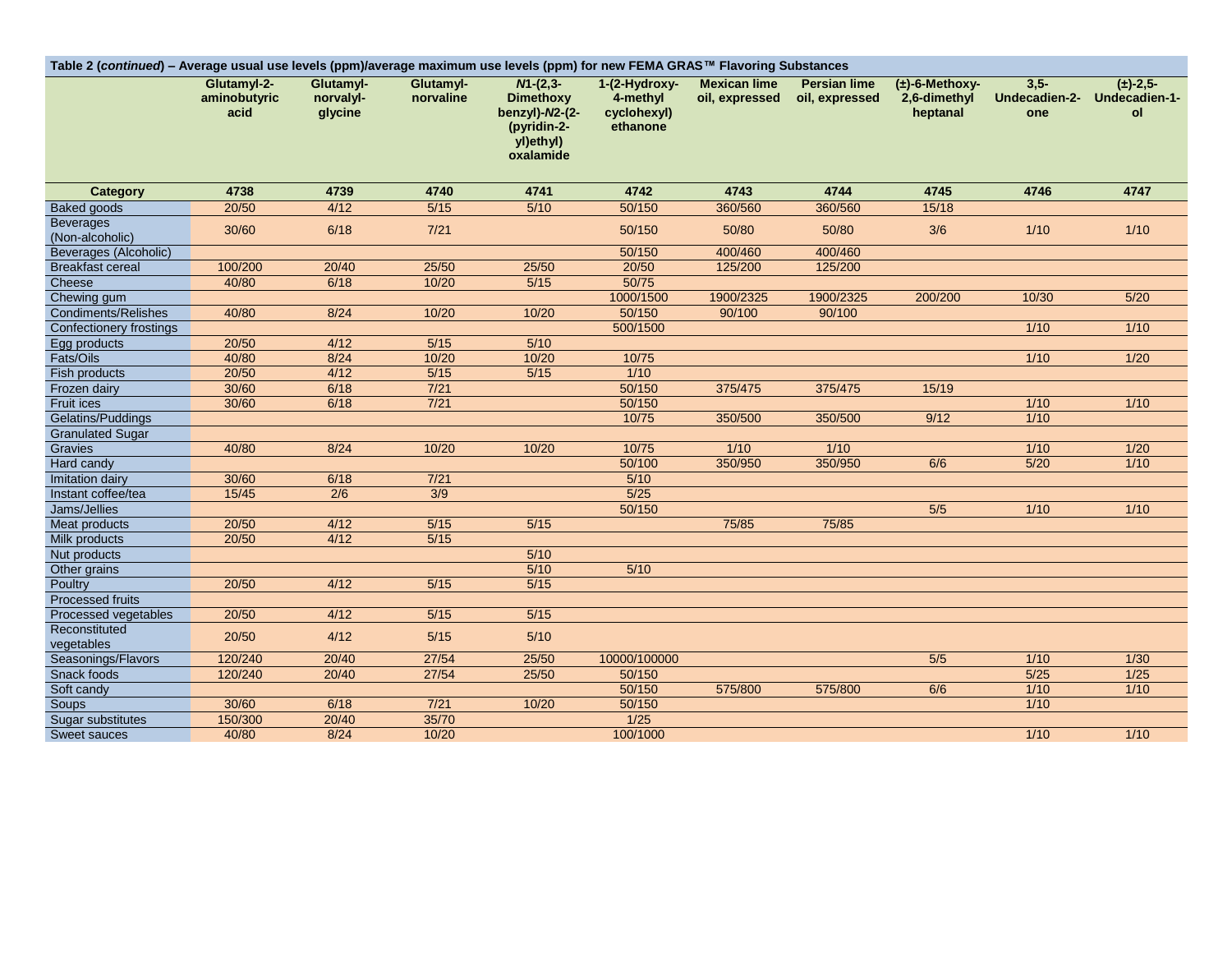**Table 2 (*continued*) – Average usual use levels (ppm)/average maximum use levels (ppm) for new FEMA GRAS™ Flavoring Substances**

| | Glutamyl-2-aminobutyric acid | Glutamyl-norvalyl-glycine | Glutamyl-norvaline | *N*1-(2,3-Dimethoxy benzyl)-*N*2-(2-(pyridin-2-yl)ethyl) oxalamide | 1-(2-Hydroxy-4-methyl cyclohexyl) ethanone | Mexican lime oil, expressed | Persian lime oil, expressed | (±)-6-Methoxy-2,6-dimethyl heptanal | 3,5-Undecadien-2-one | (±)-2,5-Undecadien-1-ol |
|---|---|---|---|---|---|---|---|---|---|---|
| **Category** | **4738** | **4739** | **4740** | **4741** | **4742** | **4743** | **4744** | **4745** | **4746** | **4747** |
| Baked goods | 20/50 | 4/12 | 5/15 | 5/10 | 50/150 | 360/560 | 360/560 | 15/18 | | |
| Beverages (Non-alcoholic) | 30/60 | 6/18 | 7/21 | | 50/150 | 50/80 | 50/80 | 3/6 | 1/10 | 1/10 |
| Beverages (Alcoholic) | | | | | 50/150 | 400/460 | 400/460 | | | |
| Breakfast cereal | 100/200 | 20/40 | 25/50 | 25/50 | 20/50 | 125/200 | 125/200 | | | |
| Cheese | 40/80 | 6/18 | 10/20 | 5/15 | 50/75 | | | | | |
| Chewing gum | | | | | 1000/1500 | 1900/2325 | 1900/2325 | 200/200 | 10/30 | 5/20 |
| Condiments/Relishes | 40/80 | 8/24 | 10/20 | 10/20 | 50/150 | 90/100 | 90/100 | | | |
| Confectionery frostings | | | | | 500/1500 | | | | 1/10 | 1/10 |
| Egg products | 20/50 | 4/12 | 5/15 | 5/10 | | | | | | |
| Fats/Oils | 40/80 | 8/24 | 10/20 | 10/20 | 10/75 | | | | 1/10 | 1/20 |
| Fish products | 20/50 | 4/12 | 5/15 | 5/15 | 1/10 | | | | | |
| Frozen dairy | 30/60 | 6/18 | 7/21 | | 50/150 | 375/475 | 375/475 | 15/19 | | |
| Fruit ices | 30/60 | 6/18 | 7/21 | | 50/150 | | | | 1/10 | 1/10 |
| Gelatins/Puddings | | | | | 10/75 | 350/500 | 350/500 | 9/12 | 1/10 | |
| Granulated Sugar | | | | | | | | | | |
| Gravies | 40/80 | 8/24 | 10/20 | 10/20 | 10/75 | 1/10 | 1/10 | | 1/10 | 1/20 |
| Hard candy | | | | | 50/100 | 350/950 | 350/950 | 6/6 | 5/20 | 1/10 |
| Imitation dairy | 30/60 | 6/18 | 7/21 | | 5/10 | | | | | |
| Instant coffee/tea | 15/45 | 2/6 | 3/9 | | 5/25 | | | | | |
| Jams/Jellies | | | | | 50/150 | | | 5/5 | 1/10 | 1/10 |
| Meat products | 20/50 | 4/12 | 5/15 | 5/15 | | 75/85 | 75/85 | | | |
| Milk products | 20/50 | 4/12 | 5/15 | | | | | | | |
| Nut products | | | | 5/10 | | | | | | |
| Other grains | | | | 5/10 | 5/10 | | | | | |
| Poultry | 20/50 | 4/12 | 5/15 | 5/15 | | | | | | |
| Processed fruits | | | | | | | | | | |
| Processed vegetables | 20/50 | 4/12 | 5/15 | 5/15 | | | | | | |
| Reconstituted vegetables | 20/50 | 4/12 | 5/15 | 5/10 | | | | | | |
| Seasonings/Flavors | 120/240 | 20/40 | 27/54 | 25/50 | 10000/100000 | | | 5/5 | 1/10 | 1/30 |
| Snack foods | 120/240 | 20/40 | 27/54 | 25/50 | 50/150 | | | | 5/25 | 1/25 |
| Soft candy | | | | | 50/150 | 575/800 | 575/800 | 6/6 | 1/10 | 1/10 |
| Soups | 30/60 | 6/18 | 7/21 | 10/20 | 50/150 | | | | 1/10 | |
| Sugar substitutes | 150/300 | 20/40 | 35/70 | | 1/25 | | | | | |
| Sweet sauces | 40/80 | 8/24 | 10/20 | | 100/1000 | | | | 1/10 | 1/10 |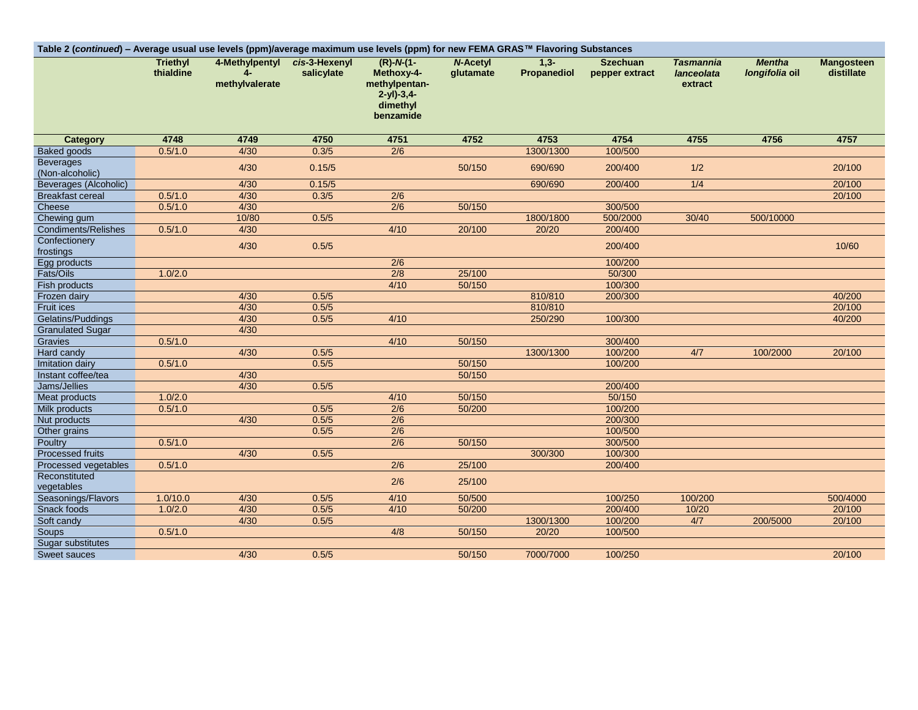**Table 2 (*continued*) – Average usual use levels (ppm)/average maximum use levels (ppm) for new FEMA GRAS™ Flavoring Substances**

| | Triethyl thialdine | 4-Methylpentyl 4-methylvalerate | *cis*-3-Hexenyl salicylate | (R)-*N*-(1-Methoxy-4-methylpentan-2-yl)-3,4-dimethyl benzamide | *N*-Acetyl glutamate | 1,3-Propanediol | Szechuan pepper extract | *Tasmannia lanceolata* extract | *Mentha longifolia* oil | Mangosteen distillate |
|---|---|---|---|---|---|---|---|---|---|---|
| **Category** | **4748** | **4749** | **4750** | **4751** | **4752** | **4753** | **4754** | **4755** | **4756** | **4757** |
| Baked goods | 0.5/1.0 | 4/30 | 0.3/5 | 2/6 | | 1300/1300 | 100/500 | | | |
| Beverages (Non-alcoholic) | | 4/30 | 0.15/5 | | 50/150 | 690/690 | 200/400 | 1/2 | | 20/100 |
| Beverages (Alcoholic) | | 4/30 | 0.15/5 | | | 690/690 | 200/400 | 1/4 | | 20/100 |
| Breakfast cereal | 0.5/1.0 | 4/30 | 0.3/5 | 2/6 | | | | | | 20/100 |
| Cheese | 0.5/1.0 | 4/30 | | 2/6 | 50/150 | | 300/500 | | | |
| Chewing gum | | 10/80 | 0.5/5 | | | 1800/1800 | 500/2000 | 30/40 | 500/10000 | |
| Condiments/Relishes | 0.5/1.0 | 4/30 | | 4/10 | 20/100 | 20/20 | 200/400 | | | |
| Confectionery frostings | | 4/30 | 0.5/5 | | | | 200/400 | | | 10/60 |
| Egg products | | | | 2/6 | | | 100/200 | | | |
| Fats/Oils | 1.0/2.0 | | | 2/8 | 25/100 | | 50/300 | | | |
| Fish products | | | | 4/10 | 50/150 | | 100/300 | | | |
| Frozen dairy | | 4/30 | 0.5/5 | | | 810/810 | 200/300 | | | 40/200 |
| Fruit ices | | 4/30 | 0.5/5 | | | 810/810 | | | | 20/100 |
| Gelatins/Puddings | | 4/30 | 0.5/5 | 4/10 | | 250/290 | 100/300 | | | 40/200 |
| Granulated Sugar | | 4/30 | | | | | | | | |
| Gravies | 0.5/1.0 | | | 4/10 | 50/150 | | 300/400 | | | |
| Hard candy | | 4/30 | 0.5/5 | | | 1300/1300 | 100/200 | 4/7 | 100/2000 | 20/100 |
| Imitation dairy | 0.5/1.0 | | 0.5/5 | | 50/150 | | 100/200 | | | |
| Instant coffee/tea | | 4/30 | | | 50/150 | | | | | |
| Jams/Jellies | | 4/30 | 0.5/5 | | | | 200/400 | | | |
| Meat products | 1.0/2.0 | | | 4/10 | 50/150 | | 50/150 | | | |
| Milk products | 0.5/1.0 | | 0.5/5 | 2/6 | 50/200 | | 100/200 | | | |
| Nut products | | 4/30 | 0.5/5 | 2/6 | | | 200/300 | | | |
| Other grains | | | 0.5/5 | 2/6 | | | 100/500 | | | |
| Poultry | 0.5/1.0 | | | 2/6 | 50/150 | | 300/500 | | | |
| Processed fruits | | 4/30 | 0.5/5 | | | 300/300 | 100/300 | | | |
| Processed vegetables | 0.5/1.0 | | | 2/6 | 25/100 | | 200/400 | | | |
| Reconstituted vegetables | | | | 2/6 | 25/100 | | | | | |
| Seasonings/Flavors | 1.0/10.0 | 4/30 | 0.5/5 | 4/10 | 50/500 | | 100/250 | 100/200 | | 500/4000 |
| Snack foods | 1.0/2.0 | 4/30 | 0.5/5 | 4/10 | 50/200 | | 200/400 | 10/20 | | 20/100 |
| Soft candy | | 4/30 | 0.5/5 | | | 1300/1300 | 100/200 | 4/7 | 200/5000 | 20/100 |
| Soups | 0.5/1.0 | | | 4/8 | 50/150 | 20/20 | 100/500 | | | |
| Sugar substitutes | | | | | | | | | | |
| Sweet sauces | | 4/30 | 0.5/5 | | 50/150 | 7000/7000 | 100/250 | | | 20/100 |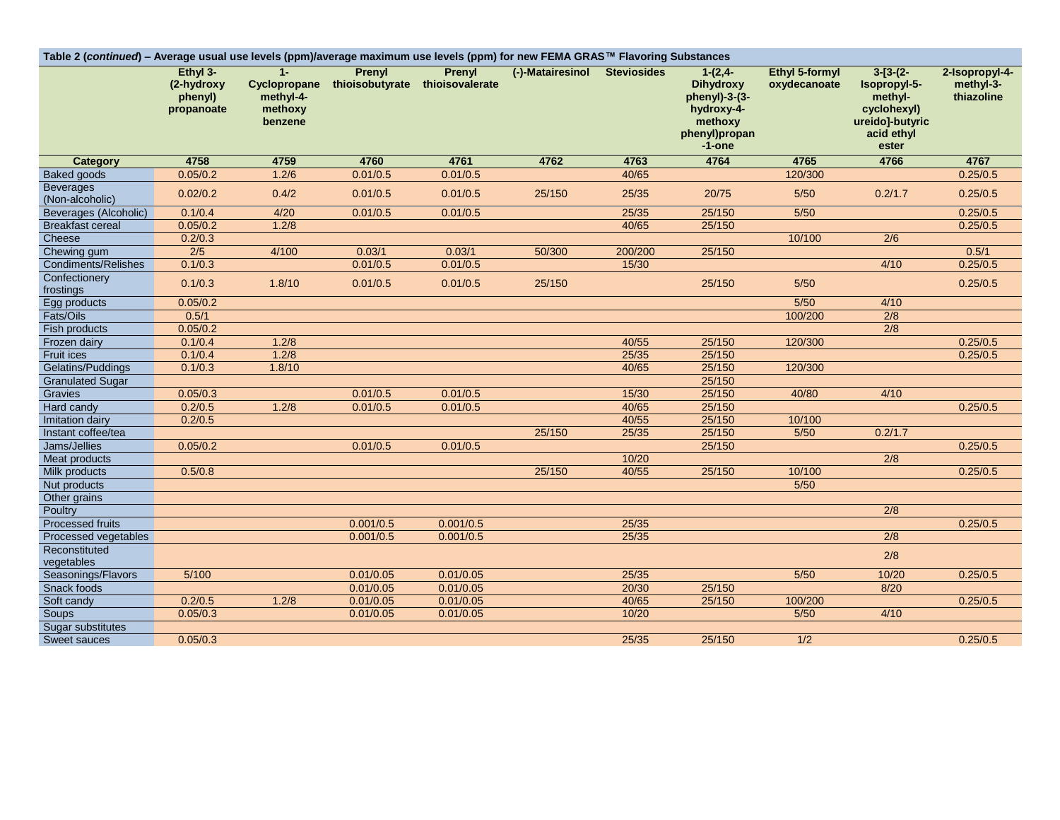| Table 2 (*continued*) – Average usual use levels (ppm)/average maximum use levels (ppm) for new FEMA GRAS™ Flavoring Substances | | | | | | | | | | |
|---|---|---|---|---|---|---|---|---|---|---|
| | **Ethyl 3-(2-hydroxy phenyl) propanoate** | **1-Cyclopropane methyl-4-methoxy benzene** | **Prenyl thioisobutyrate** | **Prenyl thioisovalerate** | **(-)-Matairesinol** | **Steviosides** | **1-(2,4-Dihydroxy phenyl)-3-(3-hydroxy-4-methoxy phenyl)propan-1-one** | **Ethyl 5-formyl oxydecanoate** | **3-[3-(2-Isopropyl-5-methyl-cyclohexyl) ureido]-butyric acid ethyl ester** | **2-Isopropyl-4-methyl-3-thiazoline** |
| **Category** | **4758** | **4759** | **4760** | **4761** | **4762** | **4763** | **4764** | **4765** | **4766** | **4767** |
| Baked goods | 0.05/0.2 | 1.2/6 | 0.01/0.5 | 0.01/0.5 | | 40/65 | | 120/300 | | 0.25/0.5 |
| Beverages (Non-alcoholic) | 0.02/0.2 | 0.4/2 | 0.01/0.5 | 0.01/0.5 | 25/150 | 25/35 | 20/75 | 5/50 | 0.2/1.7 | 0.25/0.5 |
| Beverages (Alcoholic) | 0.1/0.4 | 4/20 | 0.01/0.5 | 0.01/0.5 | | 25/35 | 25/150 | 5/50 | | 0.25/0.5 |
| Breakfast cereal | 0.05/0.2 | 1.2/8 | | | | 40/65 | 25/150 | | | 0.25/0.5 |
| Cheese | 0.2/0.3 | | | | | | | 10/100 | 2/6 | |
| Chewing gum | 2/5 | 4/100 | 0.03/1 | 0.03/1 | 50/300 | 200/200 | 25/150 | | | 0.5/1 |
| Condiments/Relishes | 0.1/0.3 | | 0.01/0.5 | 0.01/0.5 | | 15/30 | | | 4/10 | 0.25/0.5 |
| Confectionery frostings | 0.1/0.3 | 1.8/10 | 0.01/0.5 | 0.01/0.5 | 25/150 | | 25/150 | 5/50 | | 0.25/0.5 |
| Egg products | 0.05/0.2 | | | | | | | 5/50 | 4/10 | |
| Fats/Oils | 0.5/1 | | | | | | | 100/200 | 2/8 | |
| Fish products | 0.05/0.2 | | | | | | | | 2/8 | |
| Frozen dairy | 0.1/0.4 | 1.2/8 | | | | 40/55 | 25/150 | 120/300 | | 0.25/0.5 |
| Fruit ices | 0.1/0.4 | 1.2/8 | | | | 25/35 | 25/150 | | | 0.25/0.5 |
| Gelatins/Puddings | 0.1/0.3 | 1.8/10 | | | | 40/65 | 25/150 | 120/300 | | |
| Granulated Sugar | | | | | | | 25/150 | | | |
| Gravies | 0.05/0.3 | | 0.01/0.5 | 0.01/0.5 | | 15/30 | 25/150 | 40/80 | 4/10 | |
| Hard candy | 0.2/0.5 | 1.2/8 | 0.01/0.5 | 0.01/0.5 | | 40/65 | 25/150 | | | 0.25/0.5 |
| Imitation dairy | 0.2/0.5 | | | | | 40/55 | 25/150 | 10/100 | | |
| Instant coffee/tea | | | | | 25/150 | 25/35 | 25/150 | 5/50 | 0.2/1.7 | |
| Jams/Jellies | 0.05/0.2 | | 0.01/0.5 | 0.01/0.5 | | | 25/150 | | | 0.25/0.5 |
| Meat products | | | | | | 10/20 | | | 2/8 | |
| Milk products | 0.5/0.8 | | | | 25/150 | 40/55 | 25/150 | 10/100 | | 0.25/0.5 |
| Nut products | | | | | | | | 5/50 | | |
| Other grains | | | | | | | | | | |
| Poultry | | | | | | | | | 2/8 | |
| Processed fruits | | | 0.001/0.5 | 0.001/0.5 | | 25/35 | | | | 0.25/0.5 |
| Processed vegetables | | | 0.001/0.5 | 0.001/0.5 | | 25/35 | | | 2/8 | |
| Reconstituted vegetables | | | | | | | | | 2/8 | |
| Seasonings/Flavors | 5/100 | | 0.01/0.05 | 0.01/0.05 | | 25/35 | | 5/50 | 10/20 | 0.25/0.5 |
| Snack foods | | | 0.01/0.05 | 0.01/0.05 | | 20/30 | 25/150 | | 8/20 | |
| Soft candy | 0.2/0.5 | 1.2/8 | 0.01/0.05 | 0.01/0.05 | | 40/65 | 25/150 | 100/200 | | 0.25/0.5 |
| Soups | 0.05/0.3 | | 0.01/0.05 | 0.01/0.05 | | 10/20 | | 5/50 | 4/10 | |
| Sugar substitutes | | | | | | | | | | |
| Sweet sauces | 0.05/0.3 | | | | | 25/35 | 25/150 | 1/2 | | 0.25/0.5 |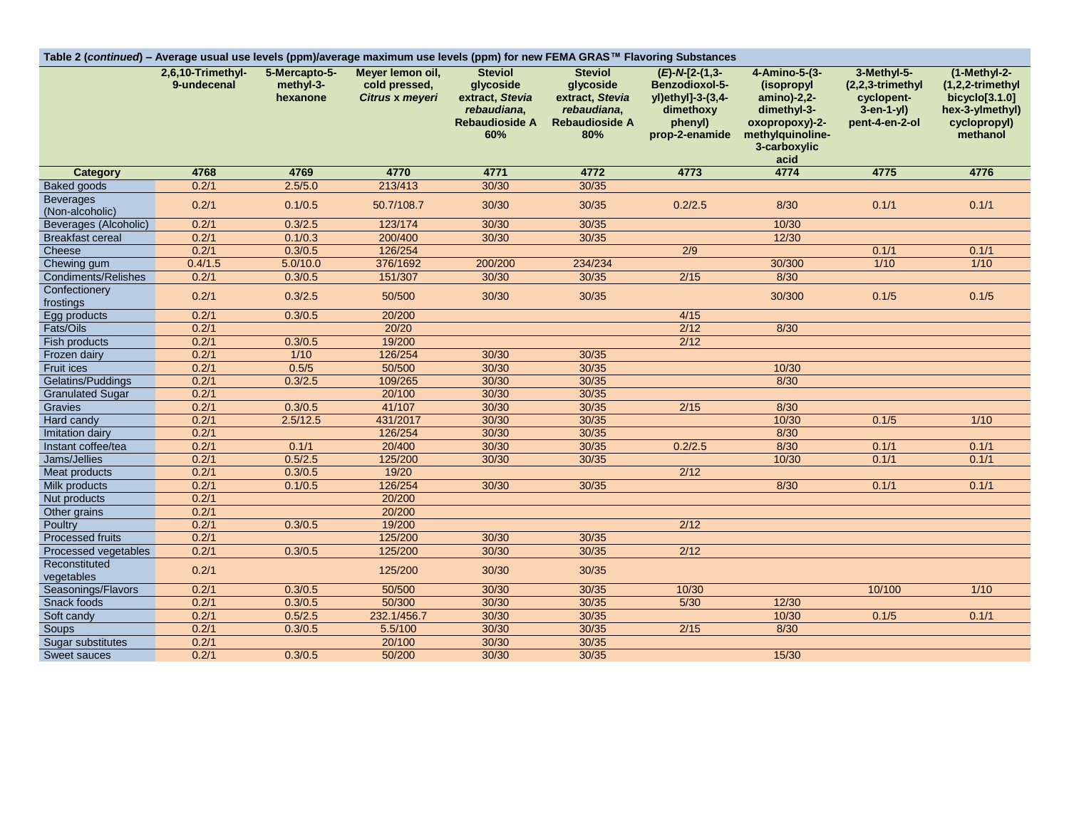| Table 2 (*continued*) – Average usual use levels (ppm)/average maximum use levels (ppm) for new FEMA GRAS™ Flavoring Substances | | | | | | | | | |
|---|---|---|---|---|---|---|---|---|---|
| | 2,6,10-Trimethyl-9-undecenal | 5-Mercapto-5-methyl-3-hexanone | Meyer lemon oil, cold pressed, *Citrus* x *meyeri* | Steviol glycoside extract, *Stevia rebaudiana*, Rebaudioside A 60% | Steviol glycoside extract, *Stevia rebaudiana*, Rebaudioside A 80% | (*E*)-*N*-[2-(1,3-Benzodioxol-5-yl)ethyl]-3-(3,4-dimethoxy phenyl) prop-2-enamide | 4-Amino-5-(3-(isopropyl amino)-2,2-dimethyl-3-oxopropoxy)-2-methylquinoline-3-carboxylic acid | 3-Methyl-5-(2,2,3-trimethyl cyclopent-3-en-1-yl) pent-4-en-2-ol | (1-Methyl-2-(1,2,2-trimethyl bicyclo[3.1.0] hex-3-ylmethyl) cyclopropyl) methanol |
| **Category** | **4768** | **4769** | **4770** | **4771** | **4772** | **4773** | **4774** | **4775** | **4776** |
| Baked goods | 0.2/1 | 2.5/5.0 | 213/413 | 30/30 | 30/35 | | | | |
| Beverages (Non-alcoholic) | 0.2/1 | 0.1/0.5 | 50.7/108.7 | 30/30 | 30/35 | 0.2/2.5 | 8/30 | 0.1/1 | 0.1/1 |
| Beverages (Alcoholic) | 0.2/1 | 0.3/2.5 | 123/174 | 30/30 | 30/35 | | 10/30 | | |
| Breakfast cereal | 0.2/1 | 0.1/0.3 | 200/400 | 30/30 | 30/35 | | 12/30 | | |
| Cheese | 0.2/1 | 0.3/0.5 | 126/254 | | | 2/9 | | 0.1/1 | 0.1/1 |
| Chewing gum | 0.4/1.5 | 5.0/10.0 | 376/1692 | 200/200 | 234/234 | | 30/300 | 1/10 | 1/10 |
| Condiments/Relishes | 0.2/1 | 0.3/0.5 | 151/307 | 30/30 | 30/35 | 2/15 | 8/30 | | |
| Confectionery frostings | 0.2/1 | 0.3/2.5 | 50/500 | 30/30 | 30/35 | | 30/300 | 0.1/5 | 0.1/5 |
| Egg products | 0.2/1 | 0.3/0.5 | 20/200 | | | 4/15 | | | |
| Fats/Oils | 0.2/1 | | 20/20 | | | 2/12 | 8/30 | | |
| Fish products | 0.2/1 | 0.3/0.5 | 19/200 | | | 2/12 | | | |
| Frozen dairy | 0.2/1 | 1/10 | 126/254 | 30/30 | 30/35 | | | | |
| Fruit ices | 0.2/1 | 0.5/5 | 50/500 | 30/30 | 30/35 | | 10/30 | | |
| Gelatins/Puddings | 0.2/1 | 0.3/2.5 | 109/265 | 30/30 | 30/35 | | 8/30 | | |
| Granulated Sugar | 0.2/1 | | 20/100 | 30/30 | 30/35 | | | | |
| Gravies | 0.2/1 | 0.3/0.5 | 41/107 | 30/30 | 30/35 | 2/15 | 8/30 | | |
| Hard candy | 0.2/1 | 2.5/12.5 | 431/2017 | 30/30 | 30/35 | | 10/30 | 0.1/5 | 1/10 |
| Imitation dairy | 0.2/1 | | 126/254 | 30/30 | 30/35 | | 8/30 | | |
| Instant coffee/tea | 0.2/1 | 0.1/1 | 20/400 | 30/30 | 30/35 | 0.2/2.5 | 8/30 | 0.1/1 | 0.1/1 |
| Jams/Jellies | 0.2/1 | 0.5/2.5 | 125/200 | 30/30 | 30/35 | | 10/30 | 0.1/1 | 0.1/1 |
| Meat products | 0.2/1 | 0.3/0.5 | 19/20 | | | 2/12 | | | |
| Milk products | 0.2/1 | 0.1/0.5 | 126/254 | 30/30 | 30/35 | | 8/30 | 0.1/1 | 0.1/1 |
| Nut products | 0.2/1 | | 20/200 | | | | | | |
| Other grains | 0.2/1 | | 20/200 | | | | | | |
| Poultry | 0.2/1 | 0.3/0.5 | 19/200 | | | 2/12 | | | |
| Processed fruits | 0.2/1 | | 125/200 | 30/30 | 30/35 | | | | |
| Processed vegetables | 0.2/1 | 0.3/0.5 | 125/200 | 30/30 | 30/35 | 2/12 | | | |
| Reconstituted vegetables | 0.2/1 | | 125/200 | 30/30 | 30/35 | | | | |
| Seasonings/Flavors | 0.2/1 | 0.3/0.5 | 50/500 | 30/30 | 30/35 | 10/30 | | 10/100 | 1/10 |
| Snack foods | 0.2/1 | 0.3/0.5 | 50/300 | 30/30 | 30/35 | 5/30 | 12/30 | | |
| Soft candy | 0.2/1 | 0.5/2.5 | 232.1/456.7 | 30/30 | 30/35 | | 10/30 | 0.1/5 | 0.1/1 |
| Soups | 0.2/1 | 0.3/0.5 | 5.5/100 | 30/30 | 30/35 | 2/15 | 8/30 | | |
| Sugar substitutes | 0.2/1 | | 20/100 | 30/30 | 30/35 | | | | |
| Sweet sauces | 0.2/1 | 0.3/0.5 | 50/200 | 30/30 | 30/35 | | 15/30 | | |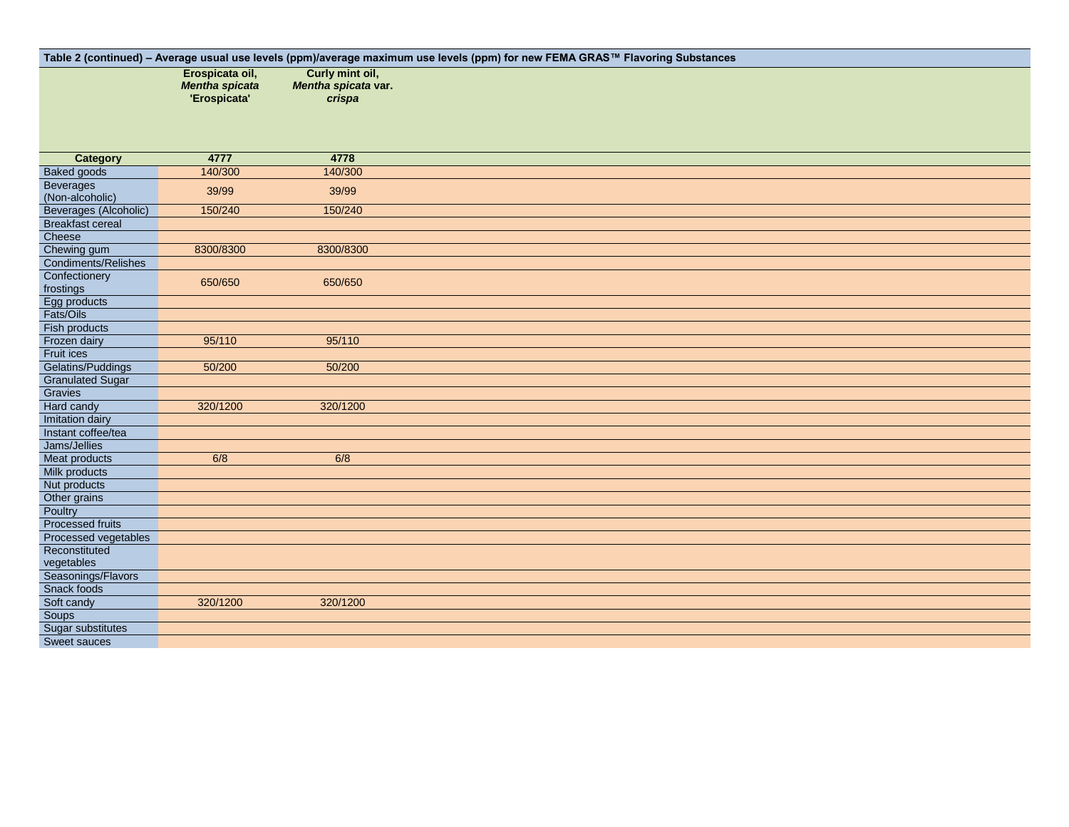**Table 2 (continued) – Average usual use levels (ppm)/average maximum use levels (ppm) for new FEMA GRAS™ Flavoring Substances**

| | Erospicata oil, *Mentha spicata* 'Erospicata' | Curly mint oil, *Mentha spicata* var. *crispa* |
|---|---|---|
| **Category** | **4777** | **4778** |
| Baked goods | 140/300 | 140/300 |
| Beverages (Non-alcoholic) | 39/99 | 39/99 |
| Beverages (Alcoholic) | 150/240 | 150/240 |
| Breakfast cereal | | |
| Cheese | | |
| Chewing gum | 8300/8300 | 8300/8300 |
| Condiments/Relishes | | |
| Confectionery frostings | 650/650 | 650/650 |
| Egg products | | |
| Fats/Oils | | |
| Fish products | | |
| Frozen dairy | 95/110 | 95/110 |
| Fruit ices | | |
| Gelatins/Puddings | 50/200 | 50/200 |
| Granulated Sugar | | |
| Gravies | | |
| Hard candy | 320/1200 | 320/1200 |
| Imitation dairy | | |
| Instant coffee/tea | | |
| Jams/Jellies | | |
| Meat products | 6/8 | 6/8 |
| Milk products | | |
| Nut products | | |
| Other grains | | |
| Poultry | | |
| Processed fruits | | |
| Processed vegetables | | |
| Reconstituted vegetables | | |
| Seasonings/Flavors | | |
| Snack foods | | |
| Soft candy | 320/1200 | 320/1200 |
| Soups | | |
| Sugar substitutes | | |
| Sweet sauces | | |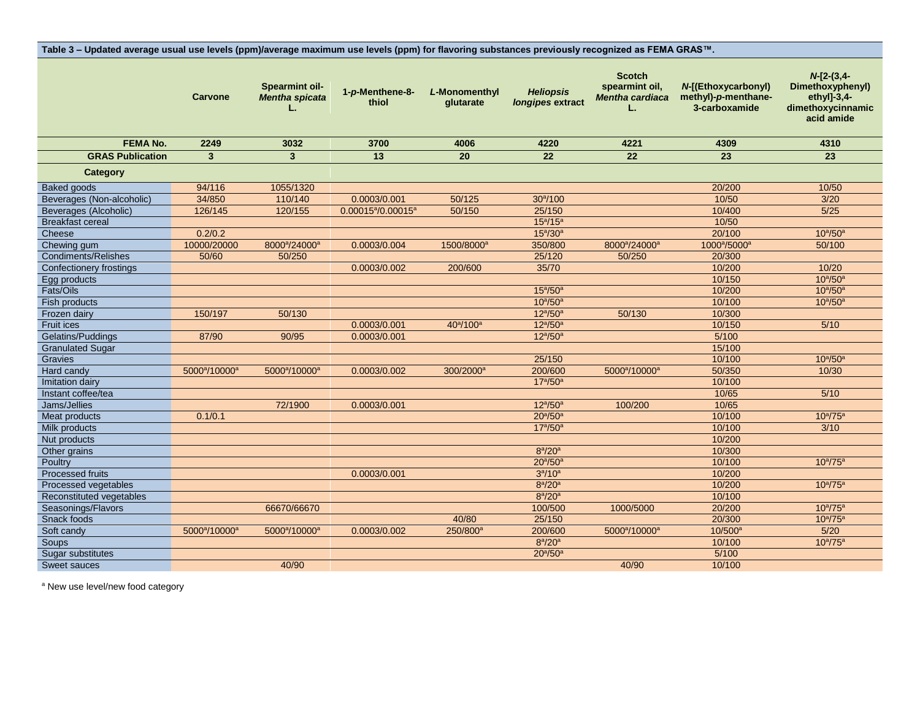**Table 3 – Updated average usual use levels (ppm)/average maximum use levels (ppm) for flavoring substances previously recognized as FEMA GRAS™.**

| | Carvone | Spearmint oil-*Mentha spicata* L. | 1-*p*-Menthene-8-thiol | *L*-Monomenthyl glutarate | *Heliopsis longipes* extract | Scotch spearmint oil, *Mentha cardiaca* L. | *N*-[(Ethoxycarbonyl) methyl)-*p*-menthane-3-carboxamide | *N*-[2-(3,4-Dimethoxyphenyl) ethyl]-3,4-dimethoxycinnamic acid amide |
|---|---|---|---|---|---|---|---|---|
| **FEMA No.** | **2249** | **3032** | **3700** | **4006** | **4220** | **4221** | **4309** | **4310** |
| **GRAS Publication** | **3** | **3** | **13** | **20** | **22** | **22** | **23** | **23** |
| **Category** | | | | | | | | |
| Baked goods | 94/116 | 1055/1320 | | | | | 20/200 | 10/50 |
| Beverages (Non-alcoholic) | 34/850 | 110/140 | 0.0003/0.001 | 50/125 | 30[a]/100 | | 10/50 | 3/20 |
| Beverages (Alcoholic) | 126/145 | 120/155 | 0.00015[a]/0.00015[a] | 50/150 | 25/150 | | 10/400 | 5/25 |
| Breakfast cereal | | | | | 15[a]/15[a] | | 10/50 | |
| Cheese | 0.2/0.2 | | | | 15[a]/30[a] | | 20/100 | 10[a]/50[a] |
| Chewing gum | 10000/20000 | 8000[a]/24000[a] | 0.0003/0.004 | 1500/8000[a] | 350/800 | 8000[a]/24000[a] | 1000[a]/5000[a] | 50/100 |
| Condiments/Relishes | 50/60 | 50/250 | | | 25/120 | 50/250 | 20/300 | |
| Confectionery frostings | | | 0.0003/0.002 | 200/600 | 35/70 | | 10/200 | 10/20 |
| Egg products | | | | | | | 10/150 | 10[a]/50[a] |
| Fats/Oils | | | | | 15[a]/50[a] | | 10/200 | 10[a]/50[a] |
| Fish products | | | | | 10[a]/50[a] | | 10/100 | 10[a]/50[a] |
| Frozen dairy | 150/197 | 50/130 | | | 12[a]/50[a] | 50/130 | 10/300 | |
| Fruit ices | | | 0.0003/0.001 | 40[a]/100[a] | 12[a]/50[a] | | 10/150 | 5/10 |
| Gelatins/Puddings | 87/90 | 90/95 | 0.0003/0.001 | | 12[a]/50[a] | | 5/100 | |
| Granulated Sugar | | | | | | | 15/100 | |
| Gravies | | | | | 25/150 | | 10/100 | 10[a]/50[a] |
| Hard candy | 5000[a]/10000[a] | 5000[a]/10000[a] | 0.0003/0.002 | 300/2000[a] | 200/600 | 5000[a]/10000[a] | 50/350 | 10/30 |
| Imitation dairy | | | | | 17[a]/50[a] | | 10/100 | |
| Instant coffee/tea | | | | | | | 10/65 | 5/10 |
| Jams/Jellies | | 72/1900 | 0.0003/0.001 | | 12[a]/50[a] | 100/200 | 10/65 | |
| Meat products | 0.1/0.1 | | | | 20[a]/50[a] | | 10/100 | 10[a]/75[a] |
| Milk products | | | | | 17[a]/50[a] | | 10/100 | 3/10 |
| Nut products | | | | | | | 10/200 | |
| Other grains | | | | | 8[a]/20[a] | | 10/300 | |
| Poultry | | | | | 20[a]/50[a] | | 10/100 | 10[a]/75[a] |
| Processed fruits | | | 0.0003/0.001 | | 3[a]/10[a] | | 10/200 | |
| Processed vegetables | | | | | 8[a]/20[a] | | 10/200 | 10[a]/75[a] |
| Reconstituted vegetables | | | | | 8[a]/20[a] | | 10/100 | |
| Seasonings/Flavors | | 66670/66670 | | | 100/500 | 1000/5000 | 20/200 | 10[a]/75[a] |
| Snack foods | | | | 40/80 | 25/150 | | 20/300 | 10[a]/75[a] |
| Soft candy | 5000[a]/10000[a] | 5000[a]/10000[a] | 0.0003/0.002 | 250/800[a] | 200/600 | 5000[a]/10000[a] | 10/500[a] | 5/20 |
| Soups | | | | | 8[a]/20[a] | | 10/100 | 10[a]/75[a] |
| Sugar substitutes | | | | | 20[a]/50[a] | | 5/100 | |
| Sweet sauces | | 40/90 | | | | 40/90 | 10/100 | |

[a] New use level/new food category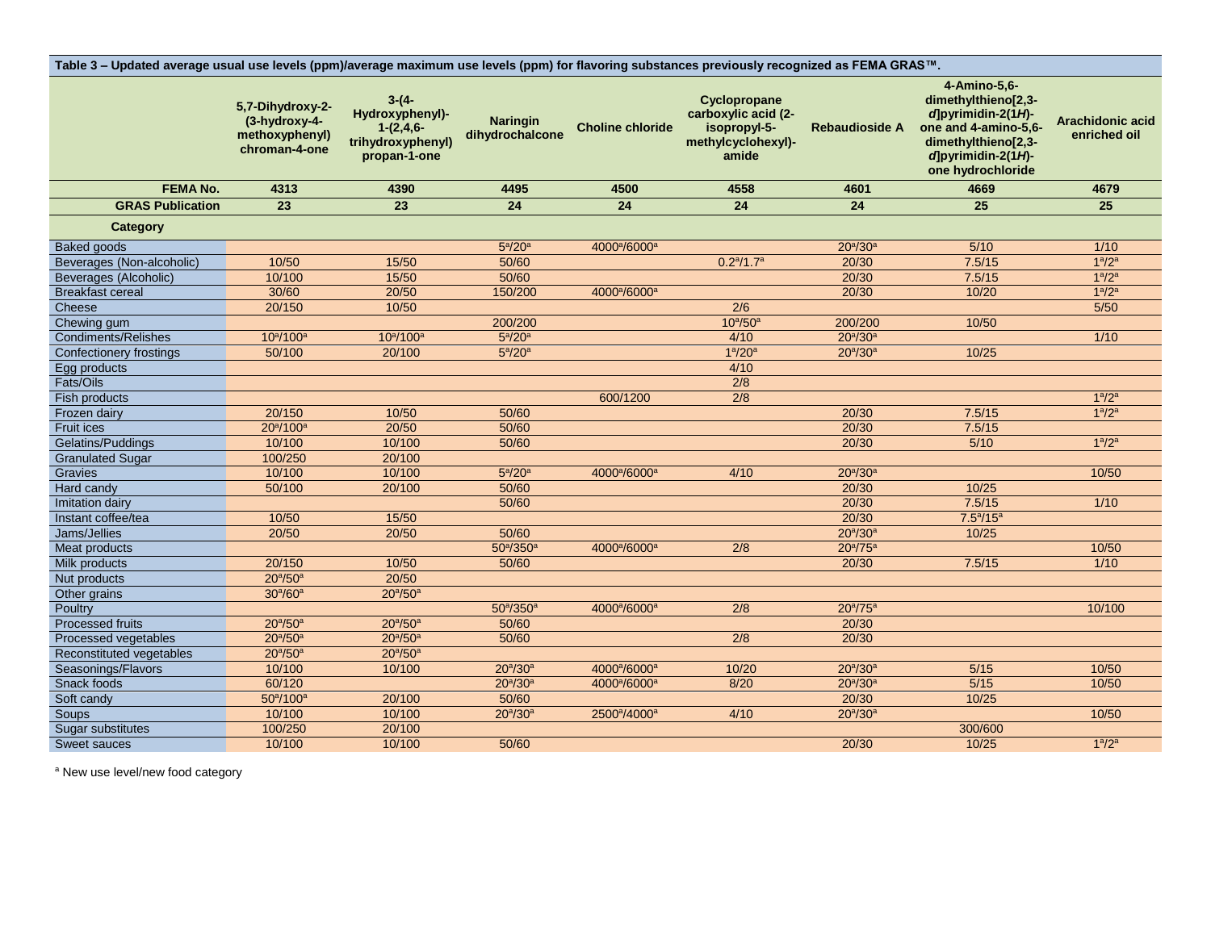**Table 3 – Updated average usual use levels (ppm)/average maximum use levels (ppm) for flavoring substances previously recognized as FEMA GRAS™.**

| | 5,7-Dihydroxy-2-(3-hydroxy-4-methoxyphenyl) chroman-4-one | 3-(4-Hydroxyphenyl)-1-(2,4,6-trihydroxyphenyl) propan-1-one | Naringin dihydrochalcone | Choline chloride | Cyclopropane carboxylic acid (2-isopropyl-5-methylcyclohexyl)-amide | Rebaudioside A | 4-Amino-5,6-dimethylthieno[2,3-*d*]pyrimidin-2(1*H*)-one and 4-amino-5,6-dimethylthieno[2,3-*d*]pyrimidin-2(1*H*)-one hydrochloride | Arachidonic acid enriched oil |
|---|---|---|---|---|---|---|---|---|
| **FEMA No.** | 4313 | 4390 | 4495 | 4500 | 4558 | 4601 | 4669 | 4679 |
| **GRAS Publication** | 23 | 23 | 24 | 24 | 24 | 24 | 25 | 25 |
| **Category** | | | | | | | | |
| Baked goods | | | 5[a]/20[a] | 4000[a]/6000[a] | | 20[a]/30[a] | 5/10 | 1/10 |
| Beverages (Non-alcoholic) | 10/50 | 15/50 | 50/60 | | 0.2[a]/1.7[a] | 20/30 | 7.5/15 | 1[a]/2[a] |
| Beverages (Alcoholic) | 10/100 | 15/50 | 50/60 | | | 20/30 | 7.5/15 | 1[a]/2[a] |
| Breakfast cereal | 30/60 | 20/50 | 150/200 | 4000[a]/6000[a] | | 20/30 | 10/20 | 1[a]/2[a] |
| Cheese | 20/150 | 10/50 | | | 2/6 | | | 5/50 |
| Chewing gum | | | 200/200 | | 10[a]/50[a] | 200/200 | 10/50 | |
| Condiments/Relishes | 10[a]/100[a] | 10[a]/100[a] | 5[a]/20[a] | | 4/10 | 20[a]/30[a] | | 1/10 |
| Confectionery frostings | 50/100 | 20/100 | 5[a]/20[a] | | 1[a]/20[a] | 20[a]/30[a] | 10/25 | |
| Egg products | | | | | 4/10 | | | |
| Fats/Oils | | | | | 2/8 | | | |
| Fish products | | | | 600/1200 | 2/8 | | | 1[a]/2[a] |
| Frozen dairy | 20/150 | 10/50 | 50/60 | | | 20/30 | 7.5/15 | 1[a]/2[a] |
| Fruit ices | 20[a]/100[a] | 20/50 | 50/60 | | | 20/30 | 7.5/15 | |
| Gelatins/Puddings | 10/100 | 10/100 | 50/60 | | | 20/30 | 5/10 | 1[a]/2[a] |
| Granulated Sugar | 100/250 | 20/100 | | | | | | |
| Gravies | 10/100 | 10/100 | 5[a]/20[a] | 4000[a]/6000[a] | 4/10 | 20[a]/30[a] | | 10/50 |
| Hard candy | 50/100 | 20/100 | 50/60 | | | 20/30 | 10/25 | |
| Imitation dairy | | | 50/60 | | | 20/30 | 7.5/15 | 1/10 |
| Instant coffee/tea | 10/50 | 15/50 | | | | 20/30 | 7.5[a]/15[a] | |
| Jams/Jellies | 20/50 | 20/50 | 50/60 | | | 20[a]/30[a] | 10/25 | |
| Meat products | | | 50[a]/350[a] | 4000[a]/6000[a] | 2/8 | 20[a]/75[a] | | 10/50 |
| Milk products | 20/150 | 10/50 | 50/60 | | | 20/30 | 7.5/15 | 1/10 |
| Nut products | 20[a]/50[a] | 20/50 | | | | | | |
| Other grains | 30[a]/60[a] | 20[a]/50[a] | | | | | | |
| Poultry | | | 50[a]/350[a] | 4000[a]/6000[a] | 2/8 | 20[a]/75[a] | | 10/100 |
| Processed fruits | 20[a]/50[a] | 20[a]/50[a] | 50/60 | | | 20/30 | | |
| Processed vegetables | 20[a]/50[a] | 20[a]/50[a] | 50/60 | | 2/8 | 20/30 | | |
| Reconstituted vegetables | 20[a]/50[a] | 20[a]/50[a] | | | | | | |
| Seasonings/Flavors | 10/100 | 10/100 | 20[a]/30[a] | 4000[a]/6000[a] | 10/20 | 20[a]/30[a] | 5/15 | 10/50 |
| Snack foods | 60/120 | | 20[a]/30[a] | 4000[a]/6000[a] | 8/20 | 20[a]/30[a] | 5/15 | 10/50 |
| Soft candy | 50[a]/100[a] | 20/100 | 50/60 | | | 20/30 | 10/25 | |
| Soups | 10/100 | 10/100 | 20[a]/30[a] | 2500[a]/4000[a] | 4/10 | 20[a]/30[a] | | 10/50 |
| Sugar substitutes | 100/250 | 20/100 | | | | | 300/600 | |
| Sweet sauces | 10/100 | 10/100 | 50/60 | | | 20/30 | 10/25 | 1[a]/2[a] |

[a] New use level/new food category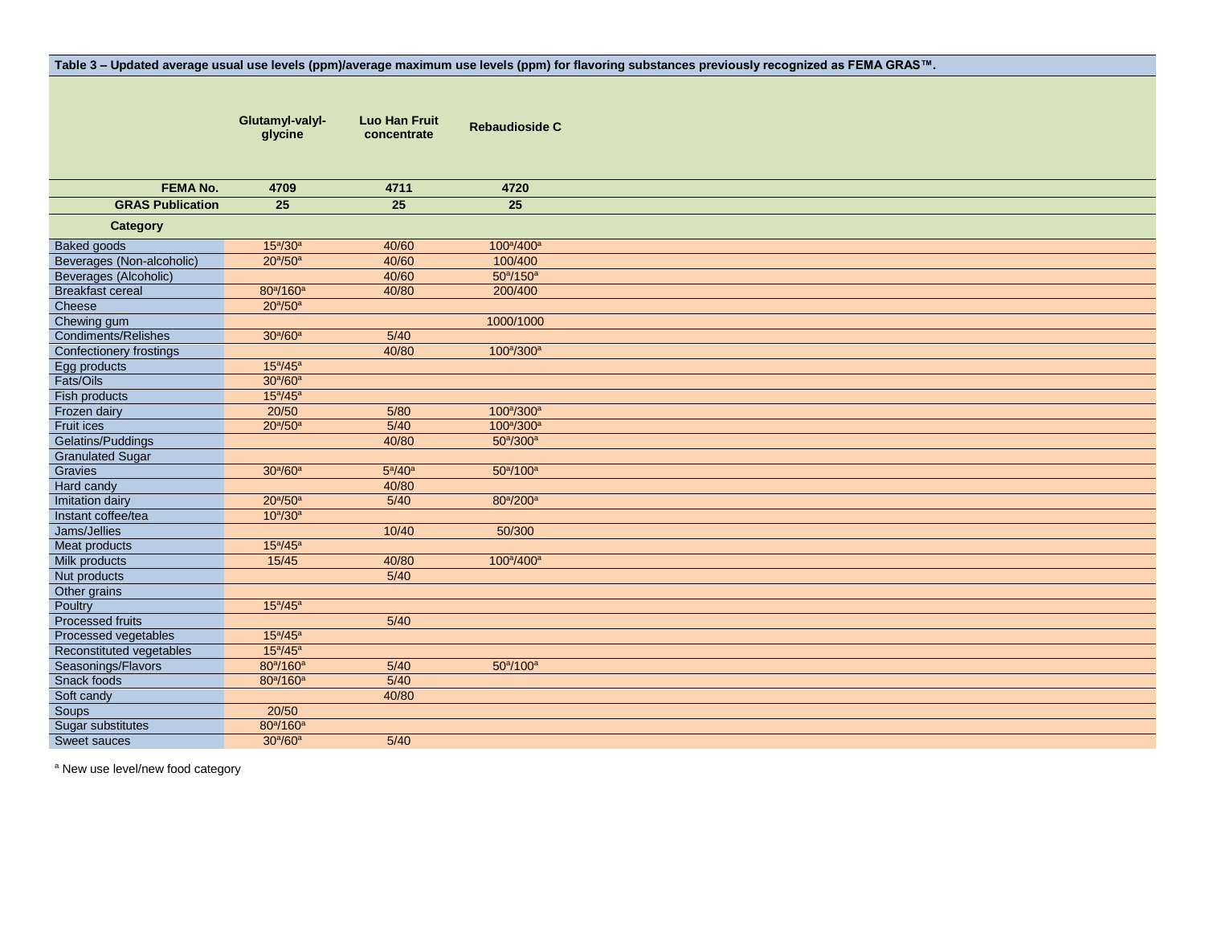**Table 3 – Updated average usual use levels (ppm)/average maximum use levels (ppm) for flavoring substances previously recognized as FEMA GRAS™.**

| | Glutamyl-valyl-glycine | Luo Han Fruit concentrate | Rebaudioside C |
|---|---|---|---|
| **FEMA No.** | **4709** | **4711** | **4720** |
| **GRAS Publication** | **25** | **25** | **25** |
| **Category** | | | |
| Baked goods | 15[a]/30[a] | 40/60 | 100[a]/400[a] |
| Beverages (Non-alcoholic) | 20[a]/50[a] | 40/60 | 100/400 |
| Beverages (Alcoholic) | | 40/60 | 50[a]/150[a] |
| Breakfast cereal | 80[a]/160[a] | 40/80 | 200/400 |
| Cheese | 20[a]/50[a] | | |
| Chewing gum | | | 1000/1000 |
| Condiments/Relishes | 30[a]/60[a] | 5/40 | |
| Confectionery frostings | | 40/80 | 100[a]/300[a] |
| Egg products | 15[a]/45[a] | | |
| Fats/Oils | 30[a]/60[a] | | |
| Fish products | 15[a]/45[a] | | |
| Frozen dairy | 20/50 | 5/80 | 100[a]/300[a] |
| Fruit ices | 20[a]/50[a] | 5/40 | 100[a]/300[a] |
| Gelatins/Puddings | | 40/80 | 50[a]/300[a] |
| Granulated Sugar | | | |
| Gravies | 30[a]/60[a] | 5[a]/40[a] | 50[a]/100[a] |
| Hard candy | | 40/80 | |
| Imitation dairy | 20[a]/50[a] | 5/40 | 80[a]/200[a] |
| Instant coffee/tea | 10[a]/30[a] | | |
| Jams/Jellies | | 10/40 | 50/300 |
| Meat products | 15[a]/45[a] | | |
| Milk products | 15/45 | 40/80 | 100[a]/400[a] |
| Nut products | | 5/40 | |
| Other grains | | | |
| Poultry | 15[a]/45[a] | | |
| Processed fruits | | 5/40 | |
| Processed vegetables | 15[a]/45[a] | | |
| Reconstituted vegetables | 15[a]/45[a] | | |
| Seasonings/Flavors | 80[a]/160[a] | 5/40 | 50[a]/100[a] |
| Snack foods | 80[a]/160[a] | 5/40 | |
| Soft candy | | 40/80 | |
| Soups | 20/50 | | |
| Sugar substitutes | 80[a]/160[a] | | |
| Sweet sauces | 30[a]/60[a] | 5/40 | |

[a] New use level/new food category